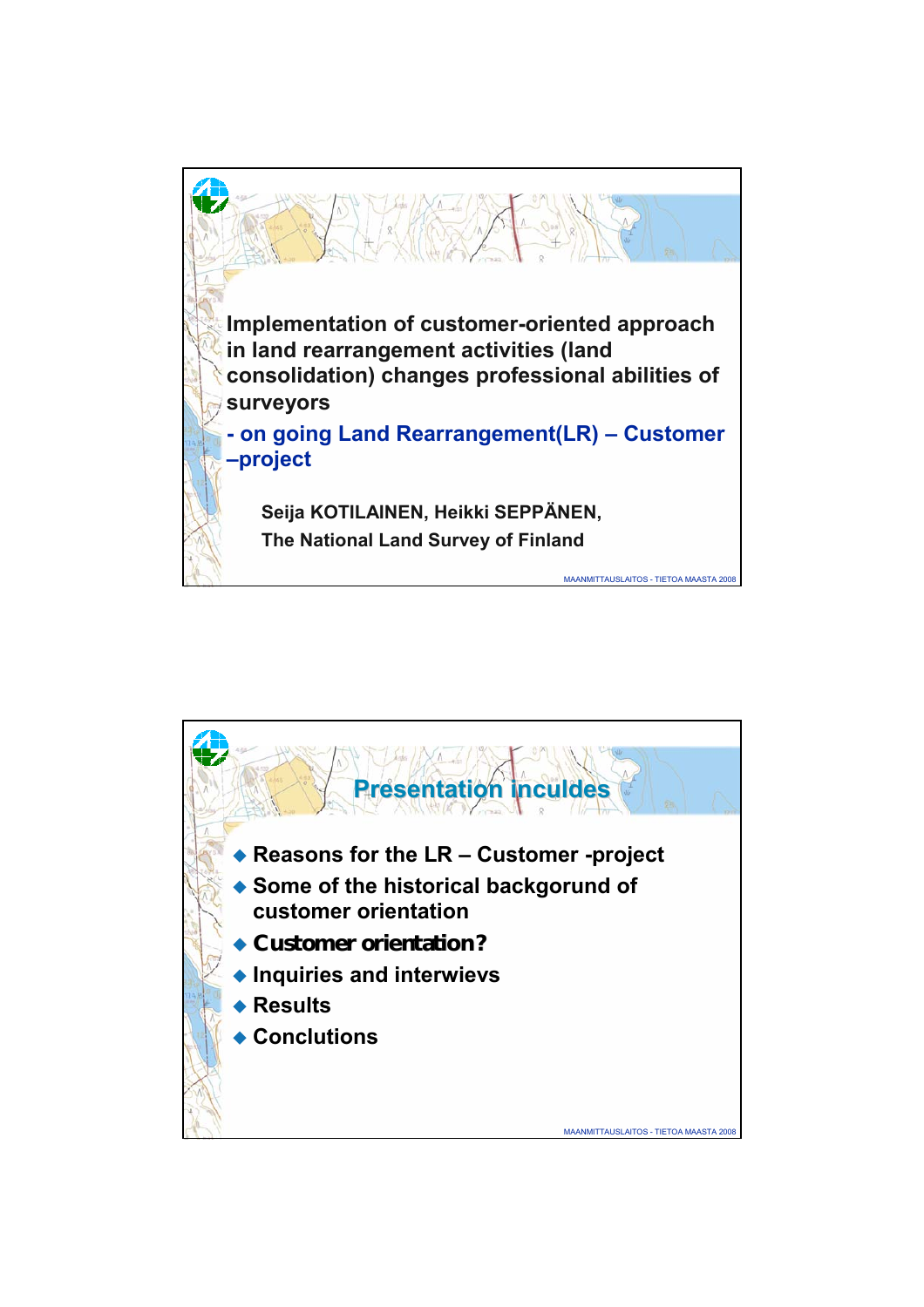# Implementation of customer-oriented approach in land rearrangement activities (land consolidation) changes professional abilities of surveyors

## - on going Land Rearrangement(LR) – Customer –project

**Seija KOTILAINEN, Heikki SEPPÄNEN,**

**The National Land Survey of Finland**

## Presentation inculdes

- Reasons for the LR – Customer -project
- Some of the historical backgorund of customer orientation
- Customer orientation?
- Inquiries and interwievs
- Results
- Conclutions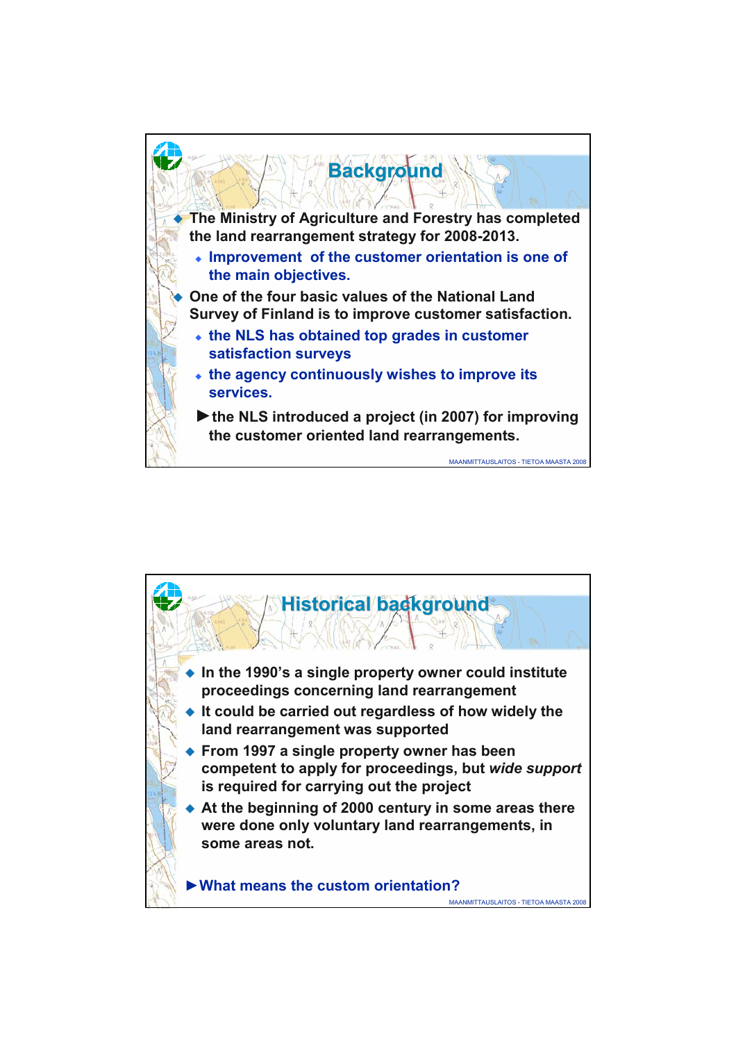# Background

- The Ministry of Agriculture and Forestry has completed the land rearrangement strategy for 2008-2013.
  - Improvement of the customer orientation is one of the main objectives.
- One of the four basic values of the National Land Survey of Finland is to improve customer satisfaction.
  - the NLS has obtained top grades in customer satisfaction surveys
  - the agency continuously wishes to improve its services.

  ►the NLS introduced a project (in 2007) for improving the customer oriented land rearrangements.

MAANMITTAUSLAITOS - TIETOA MAASTA 2008

# Historical background

- In the 1990's a single property owner could institute proceedings concerning land rearrangement
- It could be carried out regardless of how widely the land rearrangement was supported
- From 1997 a single property owner has been competent to apply for proceedings, but *wide support* is required for carrying out the project
- At the beginning of 2000 century in some areas there were done only voluntary land rearrangements, in some areas not.

►What means the custom orientation?

MAANMITTAUSLAITOS - TIETOA MAASTA 2008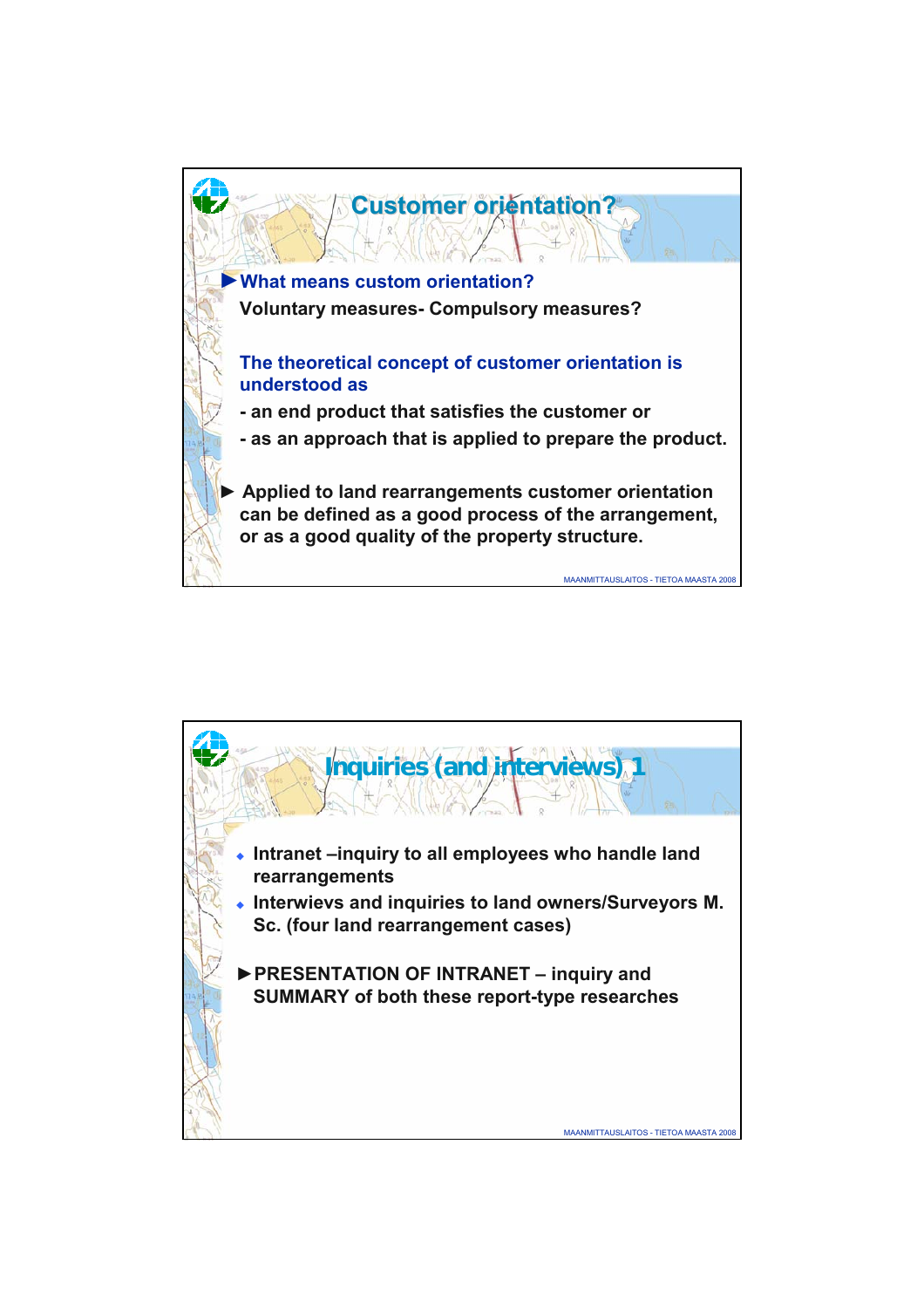## Customer orientation?

► **What means custom orientation?**

**Voluntary measures- Compulsory measures?**

**The theoretical concept of customer orientation is understood as**

**- an end product that satisfies the customer or**

**- as an approach that is applied to prepare the product.**

► **Applied to land rearrangements customer orientation can be defined as a good process of the arrangement, or as a good quality of the property structure.**

MAANMITTAUSLAITOS - TIETOA MAASTA 2008

## Inquiries (and interviews) 1

- **Intranet –inquiry to all employees who handle land rearrangements**
- **Interwievs and inquiries to land owners/Surveyors M. Sc. (four land rearrangement cases)**

►**PRESENTATION OF INTRANET – inquiry and SUMMARY of both these report-type researches**

MAANMITTAUSLAITOS - TIETOA MAASTA 2008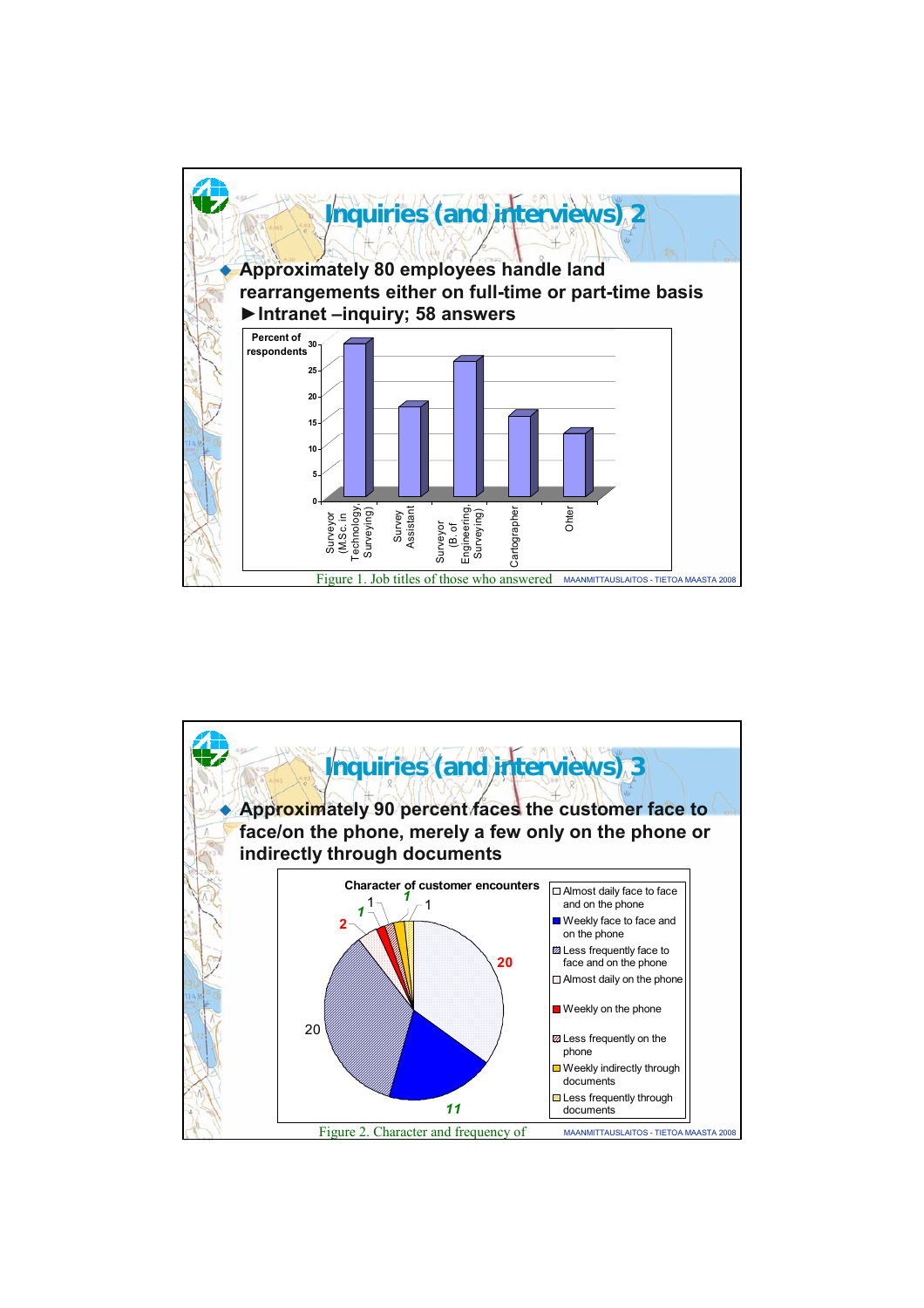## Inquiries (and interviews) 2

- Approximately 80 employees handle land rearrangements either on full-time or part-time basis
  - ►Intranet –inquiry; 58 answers

Figure 1. Job titles of those who answered

## Inquiries (and interviews) 3

- Approximately 90 percent faces the customer face to face/on the phone, merely a few only on the phone or indirectly through documents

Figure 2. Character and frequency of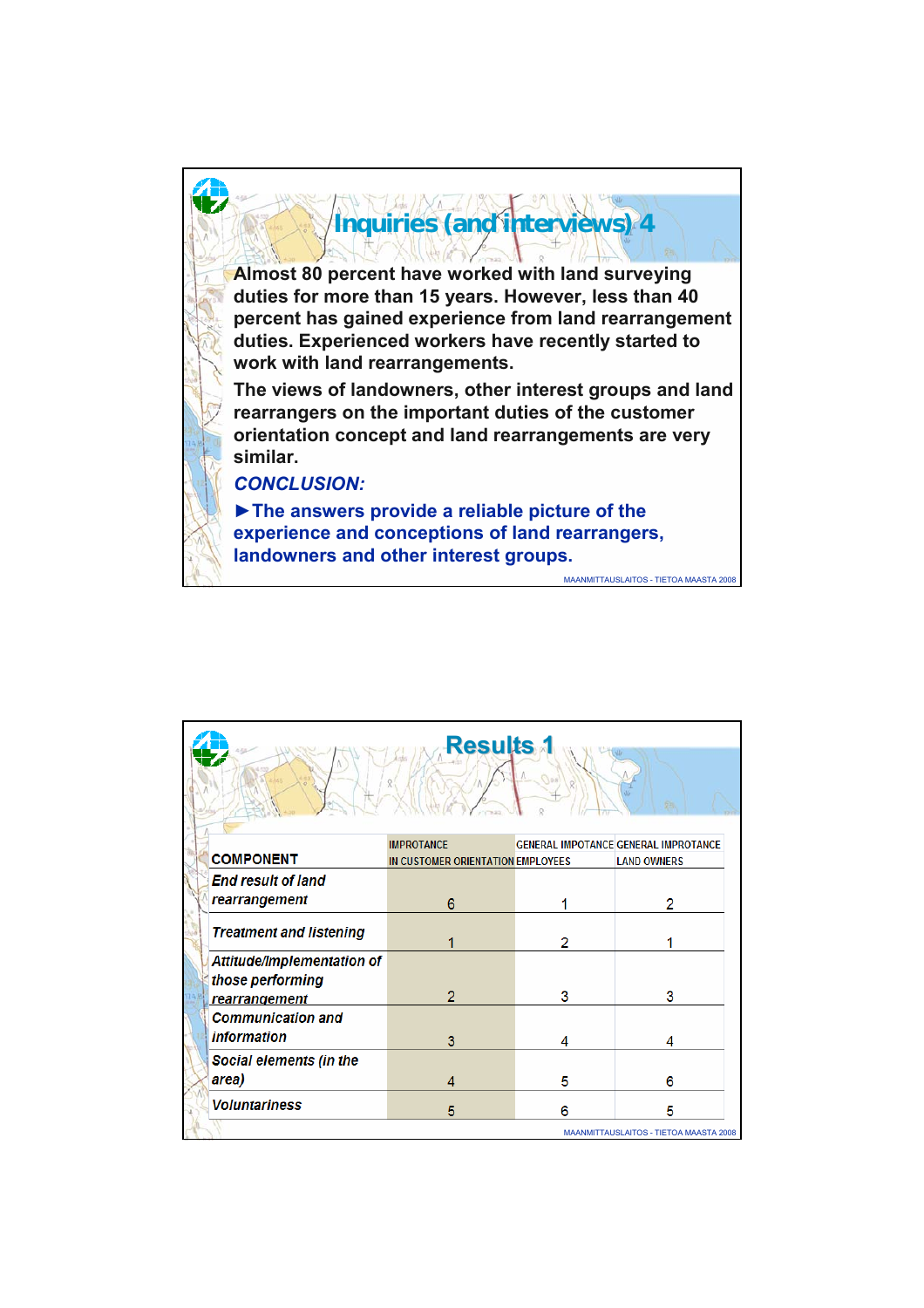## Inquiries (and interviews) 4

Almost 80 percent have worked with land surveying duties for more than 15 years. However, less than 40 percent has gained experience from land rearrangement duties. Experienced workers have recently started to work with land rearrangements.

The views of landowners, other interest groups and land rearrangers on the important duties of the customer orientation concept and land rearrangements are very similar.

***CONCLUSION:***

**►The answers provide a reliable picture of the experience and conceptions of land rearrangers, landowners and other interest groups.**

## Results 1

| COMPONENT | IMPROTANCE IN CUSTOMER ORIENTATION | GENERAL IMPOTANCE EMPLOYEES | GENERAL IMPROTANCE LAND OWNERS |
|---|---|---|---|
| *End result of land rearrangement* | 6 | 1 | 2 |
| *Treatment and listening* | 1 | 2 | 1 |
| *Attitude/Implementation of those performing rearrangement* | 2 | 3 | 3 |
| *Communication and information* | 3 | 4 | 4 |
| *Social elements (in the area)* | 4 | 5 | 6 |
| *Voluntariness* | 5 | 6 | 5 |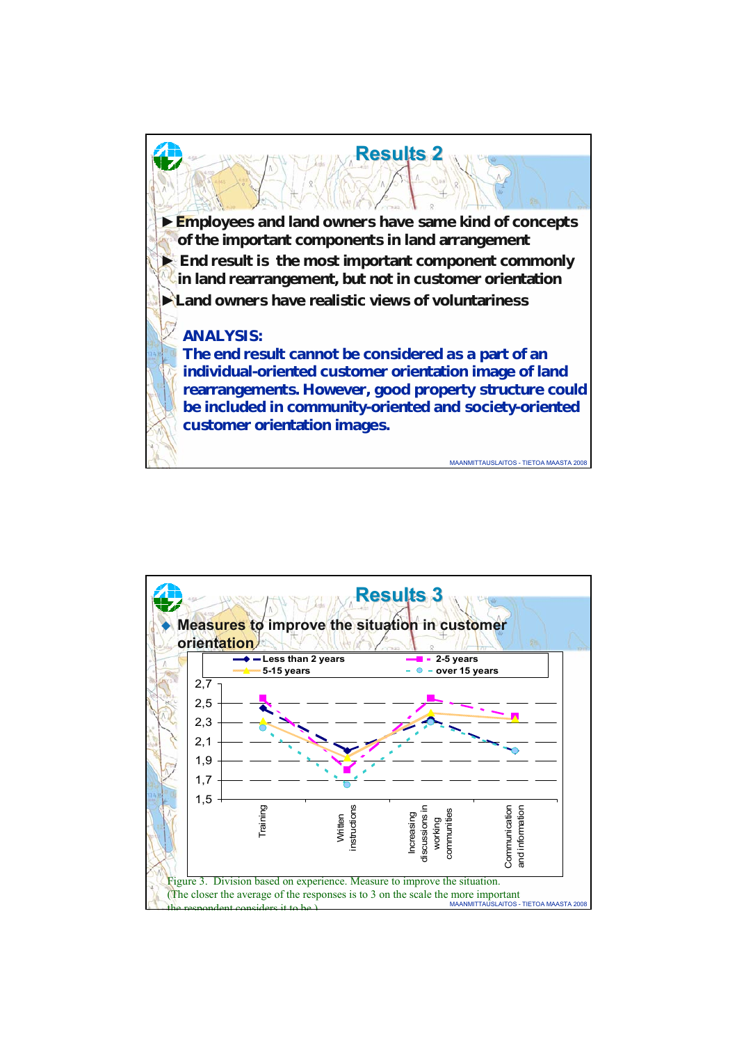## Results 2

- Employees and land owners have same kind of concepts of the important components in land arrangement
- End result is the most important component commonly in land rearrangement, but not in customer orientation
- Land owners have realistic views of voluntariness

**ANALYSIS:**
**The end result cannot be considered as a part of an individual-oriented customer orientation image of land rearrangements. However, good property structure could be included in community-oriented and society-oriented customer orientation images.**

## Results 3

- Measures to improve the situation in customer orientation

Legend: Less than 2 years; 2-5 years; 5-15 years; over 15 years

Y-axis: 1,5 – 2,7

X-axis: Training; Written instructions; Increasing discussions in working communities; Communication and information

Figure 3. Division based on experience. Measure to improve the situation. (The closer the average of the responses is to 3 on the scale the more important the respondent considers it to be.)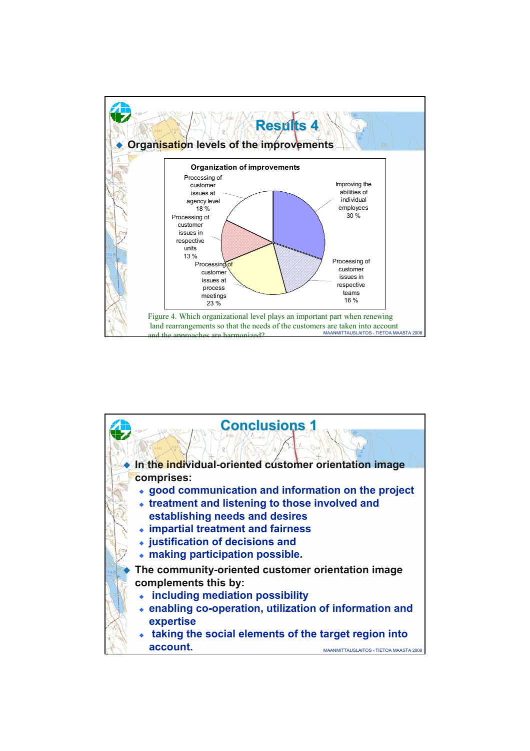# Results 4

- Organisation levels of the improvements

**Organization of improvements**

| Category | Share |
|---|---|
| Improving the abilities of individual employees | 30 % |
| Processing of customer issues in respective teams | 16 % |
| Processing of customer issues at process meetings | 23 % |
| Processing of customer issues in respective units | 13 % |
| Processing of customer issues at agency level | 18 % |

Figure 4. Which organizational level plays an important part when renewing land rearrangements so that the needs of the customers are taken into account and the approaches are harmonized?

# Conclusions 1

- In the individual-oriented customer orientation image comprises:
  - good communication and information on the project
  - treatment and listening to those involved and establishing needs and desires
  - impartial treatment and fairness
  - justification of decisions and
  - making participation possible.
- The community-oriented customer orientation image complements this by:
  - including mediation possibility
  - enabling co-operation, utilization of information and expertise
  - taking the social elements of the target region into account.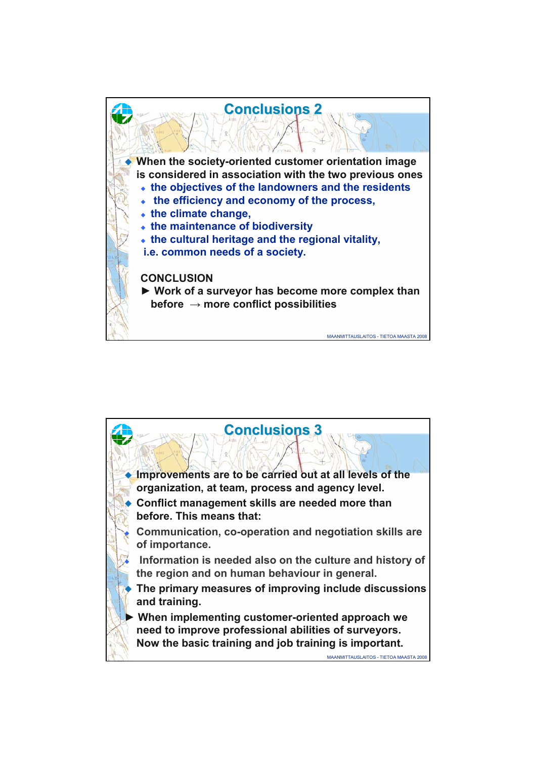## Conclusions 2

- When the society-oriented customer orientation image is considered in association with the two previous ones
  - the objectives of the landowners and the residents
  - the efficiency and economy of the process,
  - the climate change,
  - the maintenance of biodiversity
  - the cultural heritage and the regional vitality,

  i.e. common needs of a society.

CONCLUSION

► Work of a surveyor has become more complex than before → more conflict possibilities

## Conclusions 3

- Improvements are to be carried out at all levels of the organization, at team, process and agency level.
- Conflict management skills are needed more than before. This means that:
  - Communication, co-operation and negotiation skills are of importance.
  - Information is needed also on the culture and history of the region and on human behaviour in general.
- The primary measures of improving include discussions and training.

► When implementing customer-oriented approach we need to improve professional abilities of surveyors. Now the basic training and job training is important.